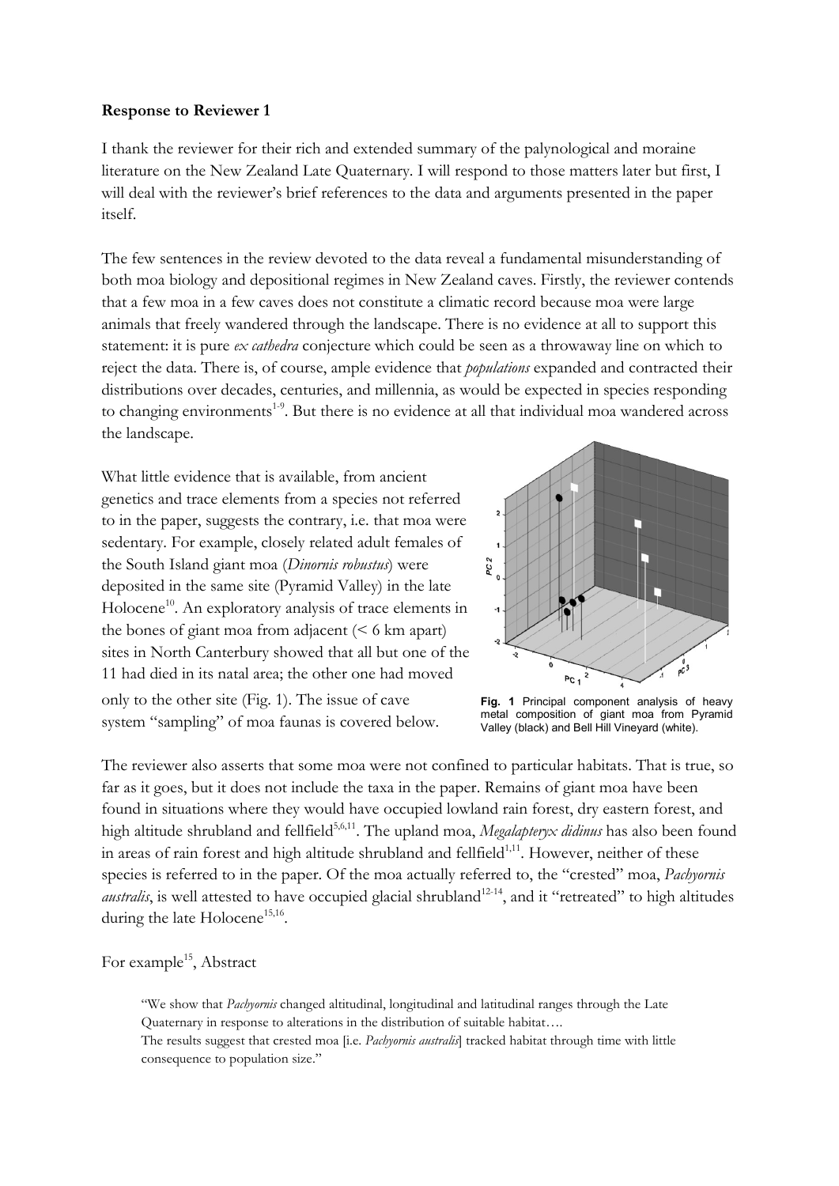**Response to Reviewer 1**

I thank the reviewer for their rich and extended summary of the palynological and moraine literature on the New Zealand Late Quaternary. I will respond to those matters later but first, I will deal with the reviewer's brief references to the data and arguments presented in the paper itself.

The few sentences in the review devoted to the data reveal a fundamental misunderstanding of both moa biology and depositional regimes in New Zealand caves. Firstly, the reviewer contends that a few moa in a few caves does not constitute a climatic record because moa were large animals that freely wandered through the landscape. There is no evidence at all to support this statement: it is pure *ex cathedra* conjecture which could be seen as a throwaway line on which to reject the data. There is, of course, ample evidence that *populations* expanded and contracted their distributions over decades, centuries, and millennia, as would be expected in species responding to changing environments[1-9]. But there is no evidence at all that individual moa wandered across the landscape.

What little evidence that is available, from ancient genetics and trace elements from a species not referred to in the paper, suggests the contrary, i.e. that moa were sedentary. For example, closely related adult females of the South Island giant moa (*Dinornis robustus*) were deposited in the same site (Pyramid Valley) in the late Holocene[10]. An exploratory analysis of trace elements in the bones of giant moa from adjacent (< 6 km apart) sites in North Canterbury showed that all but one of the 11 had died in its natal area; the other one had moved only to the other site (Fig. 1). The issue of cave system "sampling" of moa faunas is covered below.

**Fig. 1** Principal component analysis of heavy metal composition of giant moa from Pyramid Valley (black) and Bell Hill Vineyard (white).

The reviewer also asserts that some moa were not confined to particular habitats. That is true, so far as it goes, but it does not include the taxa in the paper. Remains of giant moa have been found in situations where they would have occupied lowland rain forest, dry eastern forest, and high altitude shrubland and fellfield[5,6,11]. The upland moa, *Megalapteryx didinus* has also been found in areas of rain forest and high altitude shrubland and fellfield[1,11]. However, neither of these species is referred to in the paper. Of the moa actually referred to, the "crested" moa, *Pachyornis australis*, is well attested to have occupied glacial shrubland[12-14], and it "retreated" to high altitudes during the late Holocene[15,16].

For example[15], Abstract

> "We show that *Pachyornis* changed altitudinal, longitudinal and latitudinal ranges through the Late Quaternary in response to alterations in the distribution of suitable habitat….
> The results suggest that crested moa [i.e. *Pachyornis australis*] tracked habitat through time with little consequence to population size."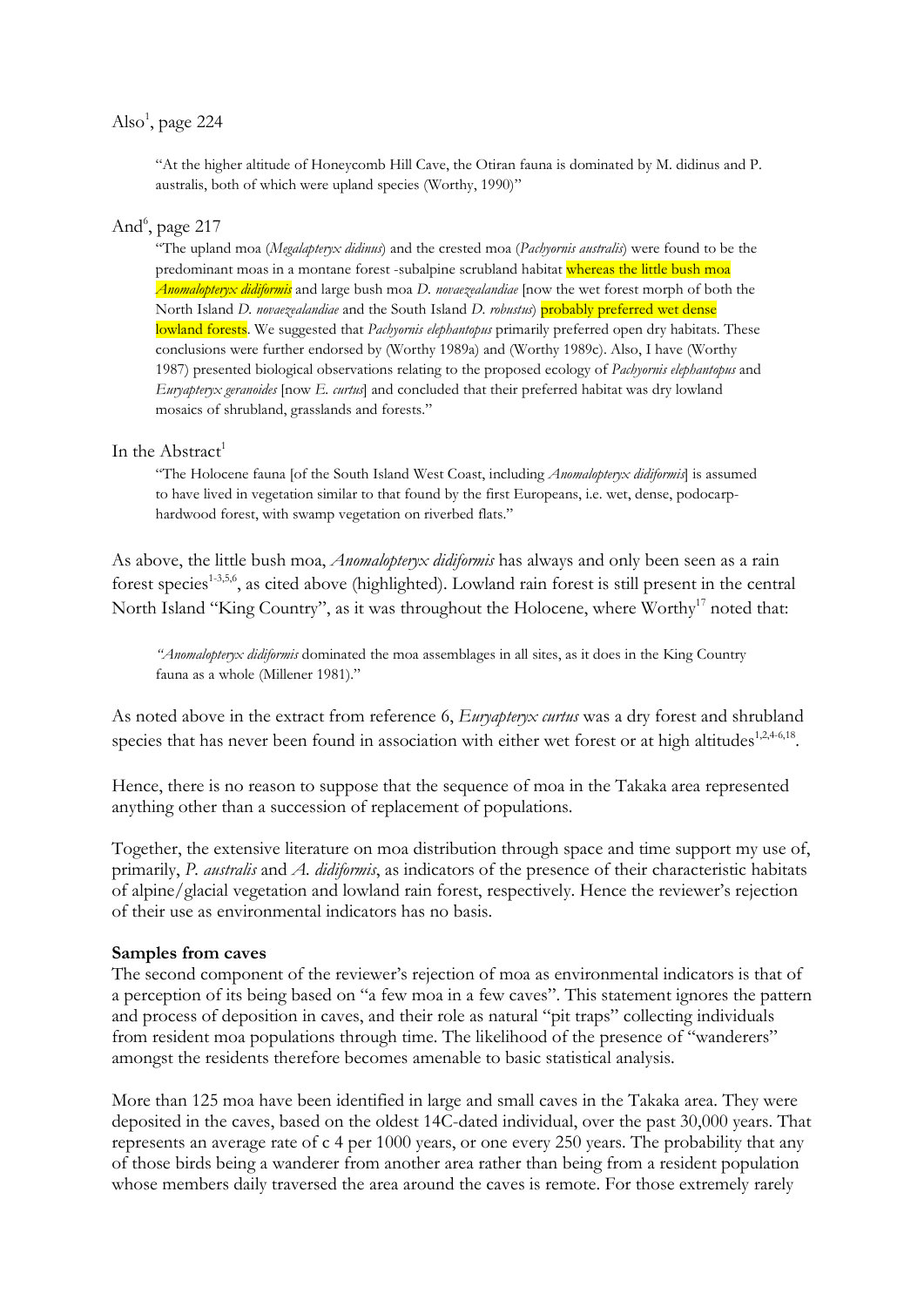Also[1], page 224

> "At the higher altitude of Honeycomb Hill Cave, the Otiran fauna is dominated by M. didinus and P. australis, both of which were upland species (Worthy, 1990)"

And[6], page 217

> "The upland moa (*Megalapteryx didinus*) and the crested moa (*Pachyornis australis*) were found to be the predominant moas in a montane forest -subalpine scrubland habitat whereas the little bush moa *Anomalopteryx didiformis* and large bush moa *D. novaezealandiae* [now the wet forest morph of both the North Island *D. novaezealandiae* and the South Island *D. robustus*) probably preferred wet dense lowland forests. We suggested that *Pachyornis elephantopus* primarily preferred open dry habitats. These conclusions were further endorsed by (Worthy 1989a) and (Worthy 1989c). Also, I have (Worthy 1987) presented biological observations relating to the proposed ecology of *Pachyornis elephantopus* and *Euryapteryx geranoides* [now *E. curtus*] and concluded that their preferred habitat was dry lowland mosaics of shrubland, grasslands and forests."

In the Abstract[1]

> "The Holocene fauna [of the South Island West Coast, including *Anomalopteryx didiformis*] is assumed to have lived in vegetation similar to that found by the first Europeans, i.e. wet, dense, podocarp-hardwood forest, with swamp vegetation on riverbed flats."

As above, the little bush moa, *Anomalopteryx didiformis* has always and only been seen as a rain forest species[1-3,5,6], as cited above (highlighted). Lowland rain forest is still present in the central North Island "King Country", as it was throughout the Holocene, where Worthy[17] noted that:

> *"Anomalopteryx didiformis* dominated the moa assemblages in all sites, as it does in the King Country fauna as a whole (Millener 1981)."

As noted above in the extract from reference 6, *Euryapteryx curtus* was a dry forest and shrubland species that has never been found in association with either wet forest or at high altitudes[1,2,4-6,18].

Hence, there is no reason to suppose that the sequence of moa in the Takaka area represented anything other than a succession of replacement of populations.

Together, the extensive literature on moa distribution through space and time support my use of, primarily, *P. australis* and *A. didiformis*, as indicators of the presence of their characteristic habitats of alpine/glacial vegetation and lowland rain forest, respectively. Hence the reviewer's rejection of their use as environmental indicators has no basis.

**Samples from caves**

The second component of the reviewer's rejection of moa as environmental indicators is that of a perception of its being based on "a few moa in a few caves". This statement ignores the pattern and process of deposition in caves, and their role as natural "pit traps" collecting individuals from resident moa populations through time. The likelihood of the presence of "wanderers" amongst the residents therefore becomes amenable to basic statistical analysis.

More than 125 moa have been identified in large and small caves in the Takaka area. They were deposited in the caves, based on the oldest 14C-dated individual, over the past 30,000 years. That represents an average rate of c 4 per 1000 years, or one every 250 years. The probability that any of those birds being a wanderer from another area rather than being from a resident population whose members daily traversed the area around the caves is remote. For those extremely rarely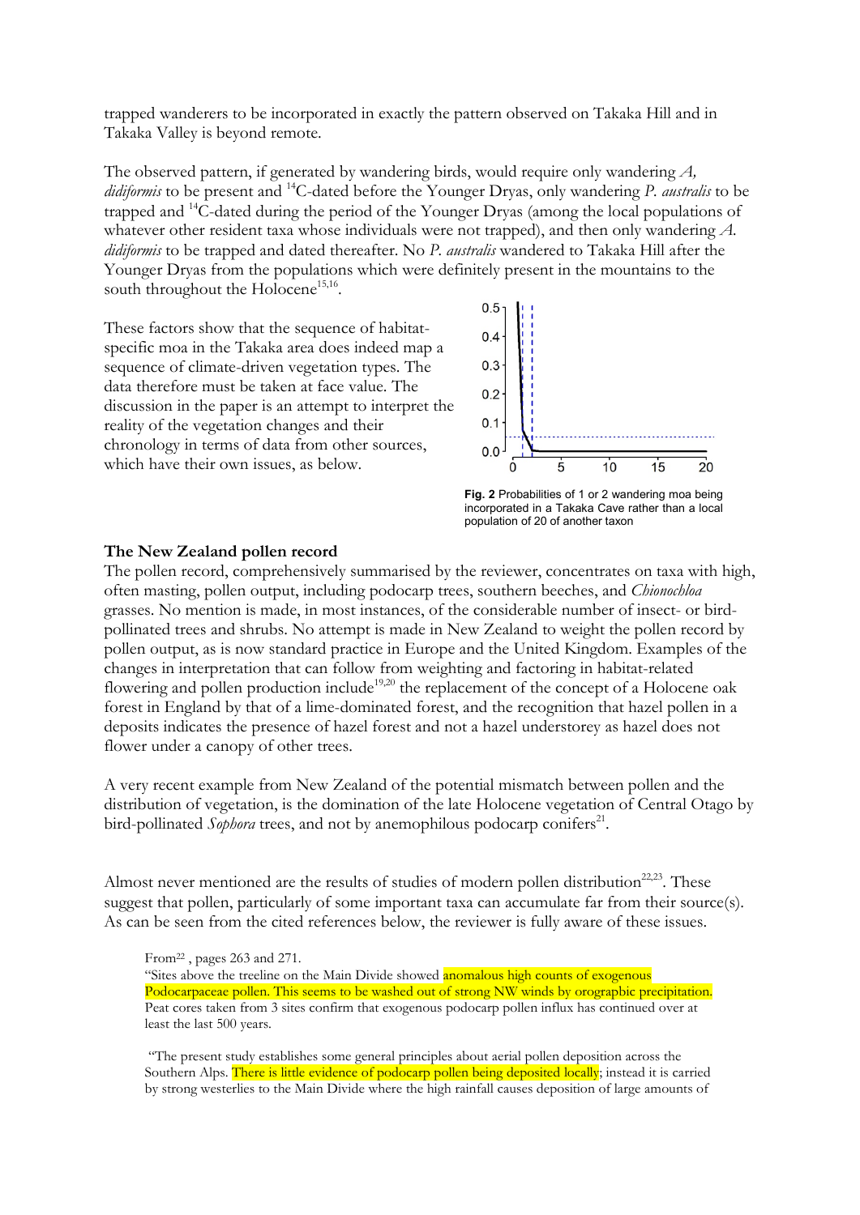trapped wanderers to be incorporated in exactly the pattern observed on Takaka Hill and in Takaka Valley is beyond remote.

The observed pattern, if generated by wandering birds, would require only wandering *A, didiformis* to be present and $^{14}C$-dated before the Younger Dryas, only wandering *P. australis* to be trapped and $^{14}C$-dated during the period of the Younger Dryas (among the local populations of whatever other resident taxa whose individuals were not trapped), and then only wandering *A. didiformis* to be trapped and dated thereafter. No *P. australis* wandered to Takaka Hill after the Younger Dryas from the populations which were definitely present in the mountains to the south throughout the Holocene[15,16].

These factors show that the sequence of habitat-specific moa in the Takaka area does indeed map a sequence of climate-driven vegetation types. The data therefore must be taken at face value. The discussion in the paper is an attempt to interpret the reality of the vegetation changes and their chronology in terms of data from other sources, which have their own issues, as below.

**Fig. 2** Probabilities of 1 or 2 wandering moa being incorporated in a Takaka Cave rather than a local population of 20 of another taxon

## The New Zealand pollen record

The pollen record, comprehensively summarised by the reviewer, concentrates on taxa with high, often masting, pollen output, including podocarp trees, southern beeches, and *Chionochloa* grasses. No mention is made, in most instances, of the considerable number of insect- or bird-pollinated trees and shrubs. No attempt is made in New Zealand to weight the pollen record by pollen output, as is now standard practice in Europe and the United Kingdom. Examples of the changes in interpretation that can follow from weighting and factoring in habitat-related flowering and pollen production include[19,20] the replacement of the concept of a Holocene oak forest in England by that of a lime-dominated forest, and the recognition that hazel pollen in a deposits indicates the presence of hazel forest and not a hazel understorey as hazel does not flower under a canopy of other trees.

A very recent example from New Zealand of the potential mismatch between pollen and the distribution of vegetation, is the domination of the late Holocene vegetation of Central Otago by bird-pollinated *Sophora* trees, and not by anemophilous podocarp conifers[21].

Almost never mentioned are the results of studies of modern pollen distribution[22,23]. These suggest that pollen, particularly of some important taxa can accumulate far from their source(s). As can be seen from the cited references below, the reviewer is fully aware of these issues.

> From[22], pages 263 and 271.
> "Sites above the treeline on the Main Divide showed anomalous high counts of exogenous Podocarpaceae pollen. This seems to be washed out of strong NW winds by orograpbic precipitation. Peat cores taken from 3 sites confirm that exogenous podocarp pollen influx has continued over at least the last 500 years.
>
> "The present study establishes some general principles about aerial pollen deposition across the Southern Alps. There is little evidence of podocarp pollen being deposited locally; instead it is carried by strong westerlies to the Main Divide where the high rainfall causes deposition of large amounts of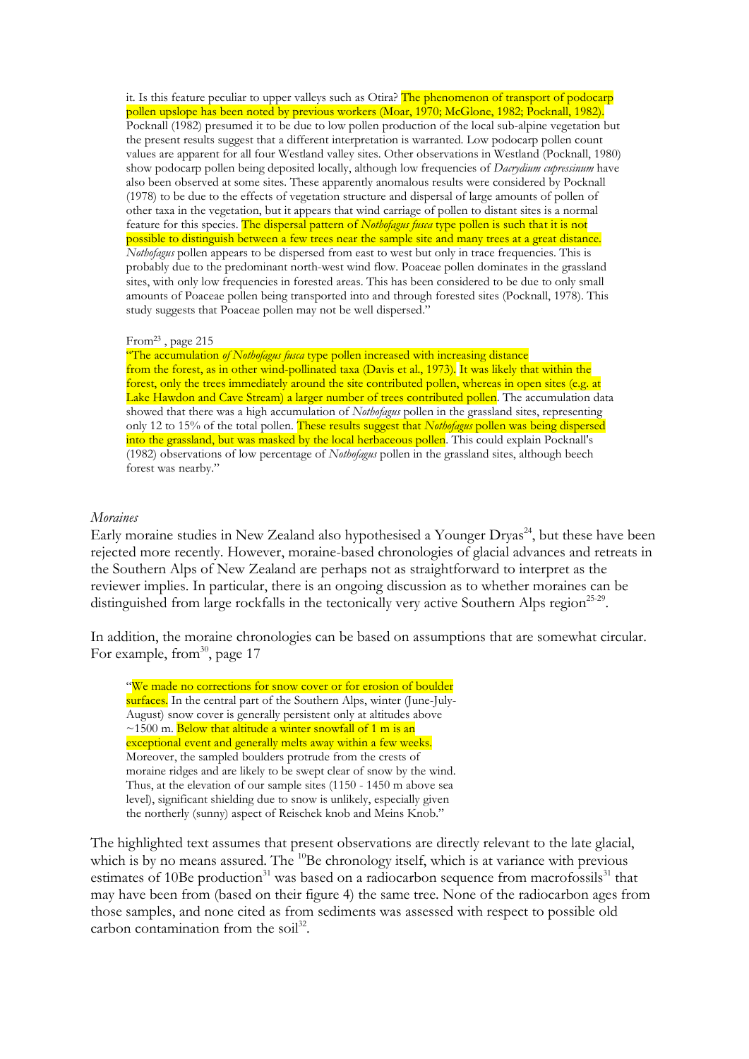> it. Is this feature peculiar to upper valleys such as Otira? The phenomenon of transport of podocarp pollen upslope has been noted by previous workers (Moar, 1970; McGlone, 1982; Pocknall, 1982). Pocknall (1982) presumed it to be due to low pollen production of the local sub-alpine vegetation but the present results suggest that a different interpretation is warranted. Low podocarp pollen count values are apparent for all four Westland valley sites. Other observations in Westland (Pocknall, 1980) show podocarp pollen being deposited locally, although low frequencies of *Dacrydium cupressinum* have also been observed at some sites. These apparently anomalous results were considered by Pocknall (1978) to be due to the effects of vegetation structure and dispersal of large amounts of pollen of other taxa in the vegetation, but it appears that wind carriage of pollen to distant sites is a normal feature for this species. The dispersal pattern of *Nothofagus fusca* type pollen is such that it is not possible to distinguish between a few trees near the sample site and many trees at a great distance. *Nothofagus* pollen appears to be dispersed from east to west but only in trace frequencies. This is probably due to the predominant north-west wind flow. Poaceae pollen dominates in the grassland sites, with only low frequencies in forested areas. This has been considered to be due to only small amounts of Poaceae pollen being transported into and through forested sites (Pocknall, 1978). This study suggests that Poaceae pollen may not be well dispersed."

> From[23] , page 215
> "The accumulation *of Nothofagus fusca* type pollen increased with increasing distance from the forest, as in other wind-pollinated taxa (Davis et al., 1973). It was likely that within the forest, only the trees immediately around the site contributed pollen, whereas in open sites (e.g. at Lake Hawdon and Cave Stream) a larger number of trees contributed pollen. The accumulation data showed that there was a high accumulation of *Nothofagus* pollen in the grassland sites, representing only 12 to 15% of the total pollen. These results suggest that *Nothofagus* pollen was being dispersed into the grassland, but was masked by the local herbaceous pollen. This could explain Pocknall's (1982) observations of low percentage of *Nothofagus* pollen in the grassland sites, although beech forest was nearby."

*Moraines*

Early moraine studies in New Zealand also hypothesised a Younger Dryas[24], but these have been rejected more recently. However, moraine-based chronologies of glacial advances and retreats in the Southern Alps of New Zealand are perhaps not as straightforward to interpret as the reviewer implies. In particular, there is an ongoing discussion as to whether moraines can be distinguished from large rockfalls in the tectonically very active Southern Alps region[25-29].

In addition, the moraine chronologies can be based on assumptions that are somewhat circular. For example, from[30], page 17

> "We made no corrections for snow cover or for erosion of boulder surfaces. In the central part of the Southern Alps, winter (June-July-August) snow cover is generally persistent only at altitudes above ~1500 m. Below that altitude a winter snowfall of 1 m is an exceptional event and generally melts away within a few weeks. Moreover, the sampled boulders protrude from the crests of moraine ridges and are likely to be swept clear of snow by the wind. Thus, at the elevation of our sample sites (1150 - 1450 m above sea level), significant shielding due to snow is unlikely, especially given the northerly (sunny) aspect of Reischek knob and Meins Knob."

The highlighted text assumes that present observations are directly relevant to the late glacial, which is by no means assured. The $^{10}$Be chronology itself, which is at variance with previous estimates of 10Be production[31] was based on a radiocarbon sequence from macrofossils[31] that may have been from (based on their figure 4) the same tree. None of the radiocarbon ages from those samples, and none cited as from sediments was assessed with respect to possible old carbon contamination from the soil[32].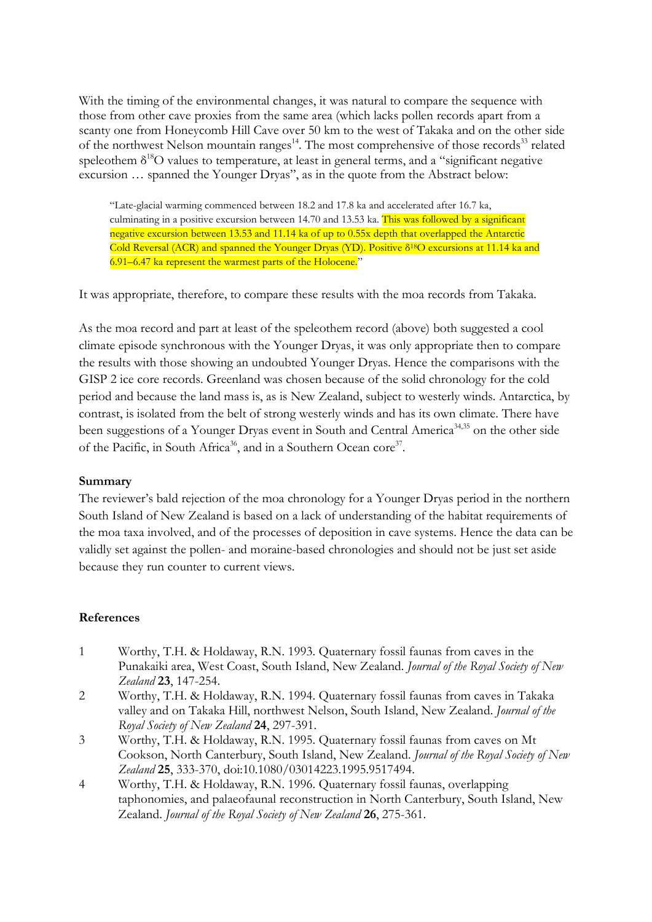With the timing of the environmental changes, it was natural to compare the sequence with those from other cave proxies from the same area (which lacks pollen records apart from a scanty one from Honeycomb Hill Cave over 50 km to the west of Takaka and on the other side of the northwest Nelson mountain ranges[14]. The most comprehensive of those records[33] related speleothem $\delta^{18}O$ values to temperature, at least in general terms, and a "significant negative excursion … spanned the Younger Dryas", as in the quote from the Abstract below:

> "Late-glacial warming commenced between 18.2 and 17.8 ka and accelerated after 16.7 ka, culminating in a positive excursion between 14.70 and 13.53 ka. This was followed by a significant negative excursion between 13.53 and 11.14 ka of up to 0.55x depth that overlapped the Antarctic Cold Reversal (ACR) and spanned the Younger Dryas (YD). Positive $\delta^{18}O$ excursions at 11.14 ka and 6.91–6.47 ka represent the warmest parts of the Holocene."

It was appropriate, therefore, to compare these results with the moa records from Takaka.

As the moa record and part at least of the speleothem record (above) both suggested a cool climate episode synchronous with the Younger Dryas, it was only appropriate then to compare the results with those showing an undoubted Younger Dryas. Hence the comparisons with the GISP 2 ice core records. Greenland was chosen because of the solid chronology for the cold period and because the land mass is, as is New Zealand, subject to westerly winds. Antarctica, by contrast, is isolated from the belt of strong westerly winds and has its own climate. There have been suggestions of a Younger Dryas event in South and Central America[34,35] on the other side of the Pacific, in South Africa[36], and in a Southern Ocean core[37].

**Summary**

The reviewer's bald rejection of the moa chronology for a Younger Dryas period in the northern South Island of New Zealand is based on a lack of understanding of the habitat requirements of the moa taxa involved, and of the processes of deposition in cave systems. Hence the data can be validly set against the pollen- and moraine-based chronologies and should not be just set aside because they run counter to current views.

**References**

1. Worthy, T.H. & Holdaway, R.N. 1993. Quaternary fossil faunas from caves in the Punakaiki area, West Coast, South Island, New Zealand. *Journal of the Royal Society of New Zealand* **23**, 147-254.
2. Worthy, T.H. & Holdaway, R.N. 1994. Quaternary fossil faunas from caves in Takaka valley and on Takaka Hill, northwest Nelson, South Island, New Zealand. *Journal of the Royal Society of New Zealand* **24**, 297-391.
3. Worthy, T.H. & Holdaway, R.N. 1995. Quaternary fossil faunas from caves on Mt Cookson, North Canterbury, South Island, New Zealand. *Journal of the Royal Society of New Zealand* **25**, 333-370, doi:10.1080/03014223.1995.9517494.
4. Worthy, T.H. & Holdaway, R.N. 1996. Quaternary fossil faunas, overlapping taphonomies, and palaeofaunal reconstruction in North Canterbury, South Island, New Zealand. *Journal of the Royal Society of New Zealand* **26**, 275-361.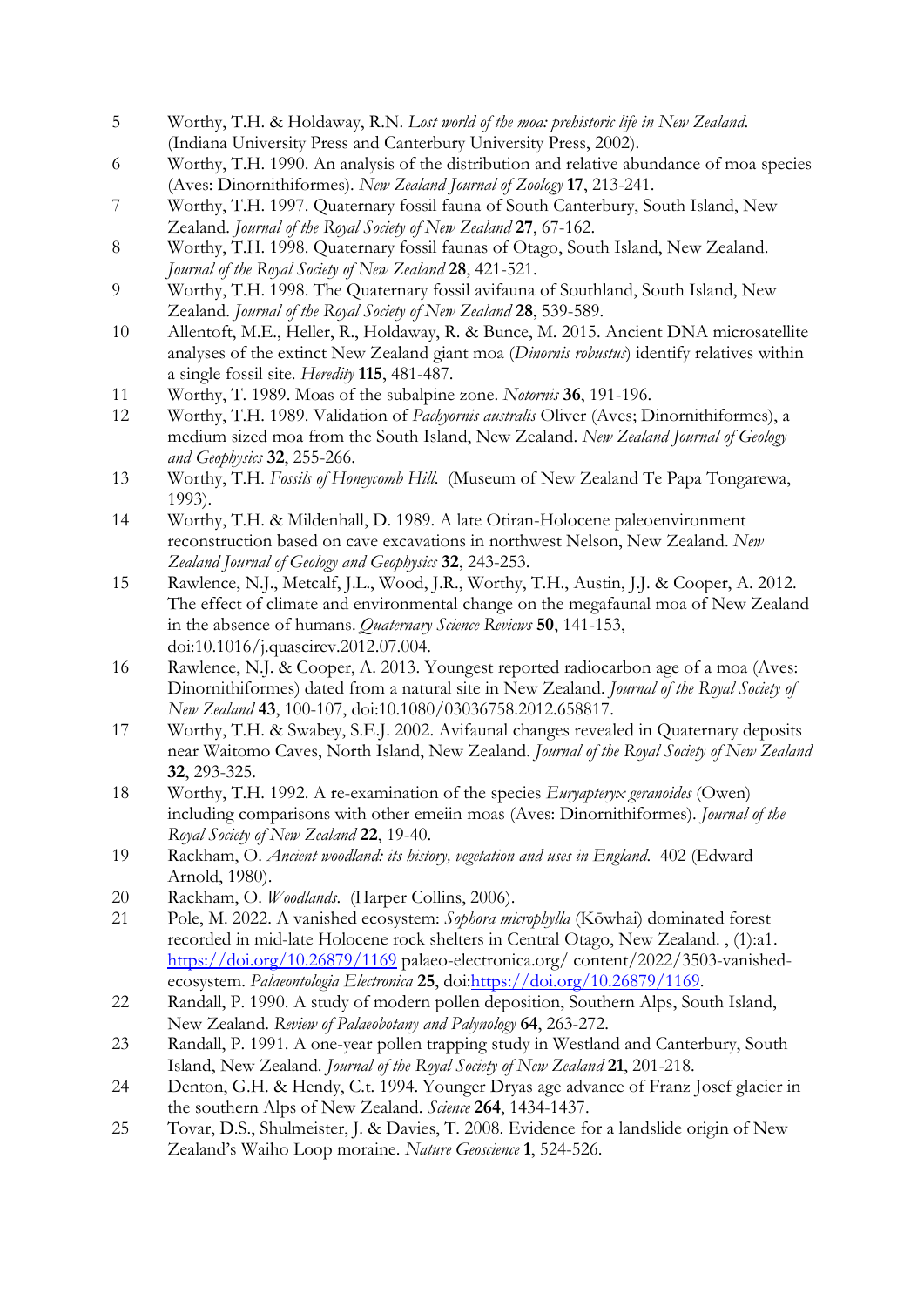5. Worthy, T.H. & Holdaway, R.N. *Lost world of the moa: prehistoric life in New Zealand.* (Indiana University Press and Canterbury University Press, 2002).
6. Worthy, T.H. 1990. An analysis of the distribution and relative abundance of moa species (Aves: Dinornithiformes). *New Zealand Journal of Zoology* **17**, 213-241.
7. Worthy, T.H. 1997. Quaternary fossil fauna of South Canterbury, South Island, New Zealand. *Journal of the Royal Society of New Zealand* **27**, 67-162.
8. Worthy, T.H. 1998. Quaternary fossil faunas of Otago, South Island, New Zealand. *Journal of the Royal Society of New Zealand* **28**, 421-521.
9. Worthy, T.H. 1998. The Quaternary fossil avifauna of Southland, South Island, New Zealand. *Journal of the Royal Society of New Zealand* **28**, 539-589.
10. Allentoft, M.E., Heller, R., Holdaway, R. & Bunce, M. 2015. Ancient DNA microsatellite analyses of the extinct New Zealand giant moa (*Dinornis robustus*) identify relatives within a single fossil site. *Heredity* **115**, 481-487.
11. Worthy, T. 1989. Moas of the subalpine zone. *Notornis* **36**, 191-196.
12. Worthy, T.H. 1989. Validation of *Pachyornis australis* Oliver (Aves; Dinornithiformes), a medium sized moa from the South Island, New Zealand. *New Zealand Journal of Geology and Geophysics* **32**, 255-266.
13. Worthy, T.H. *Fossils of Honeycomb Hill.* (Museum of New Zealand Te Papa Tongarewa, 1993).
14. Worthy, T.H. & Mildenhall, D. 1989. A late Otiran-Holocene paleoenvironment reconstruction based on cave excavations in northwest Nelson, New Zealand. *New Zealand Journal of Geology and Geophysics* **32**, 243-253.
15. Rawlence, N.J., Metcalf, J.L., Wood, J.R., Worthy, T.H., Austin, J.J. & Cooper, A. 2012. The effect of climate and environmental change on the megafaunal moa of New Zealand in the absence of humans. *Quaternary Science Reviews* **50**, 141-153, doi:10.1016/j.quascirev.2012.07.004.
16. Rawlence, N.J. & Cooper, A. 2013. Youngest reported radiocarbon age of a moa (Aves: Dinornithiformes) dated from a natural site in New Zealand. *Journal of the Royal Society of New Zealand* **43**, 100-107, doi:10.1080/03036758.2012.658817.
17. Worthy, T.H. & Swabey, S.E.J. 2002. Avifaunal changes revealed in Quaternary deposits near Waitomo Caves, North Island, New Zealand. *Journal of the Royal Society of New Zealand* **32**, 293-325.
18. Worthy, T.H. 1992. A re-examination of the species *Euryapteryx geranoides* (Owen) including comparisons with other emeiin moas (Aves: Dinornithiformes). *Journal of the Royal Society of New Zealand* **22**, 19-40.
19. Rackham, O. *Ancient woodland: its history, vegetation and uses in England.* 402 (Edward Arnold, 1980).
20. Rackham, O. *Woodlands.* (Harper Collins, 2006).
21. Pole, M. 2022. A vanished ecosystem: *Sophora microphylla* (Kōwhai) dominated forest recorded in mid-late Holocene rock shelters in Central Otago, New Zealand. , (1):a1. https://doi.org/10.26879/1169 palaeo-electronica.org/ content/2022/3503-vanished-ecosystem. *Palaeontologia Electronica* **25**, doi:https://doi.org/10.26879/1169.
22. Randall, P. 1990. A study of modern pollen deposition, Southern Alps, South Island, New Zealand. *Review of Palaeobotany and Palynology* **64**, 263-272.
23. Randall, P. 1991. A one-year pollen trapping study in Westland and Canterbury, South Island, New Zealand. *Journal of the Royal Society of New Zealand* **21**, 201-218.
24. Denton, G.H. & Hendy, C.t. 1994. Younger Dryas age advance of Franz Josef glacier in the southern Alps of New Zealand. *Science* **264**, 1434-1437.
25. Tovar, D.S., Shulmeister, J. & Davies, T. 2008. Evidence for a landslide origin of New Zealand's Waiho Loop moraine. *Nature Geoscience* **1**, 524-526.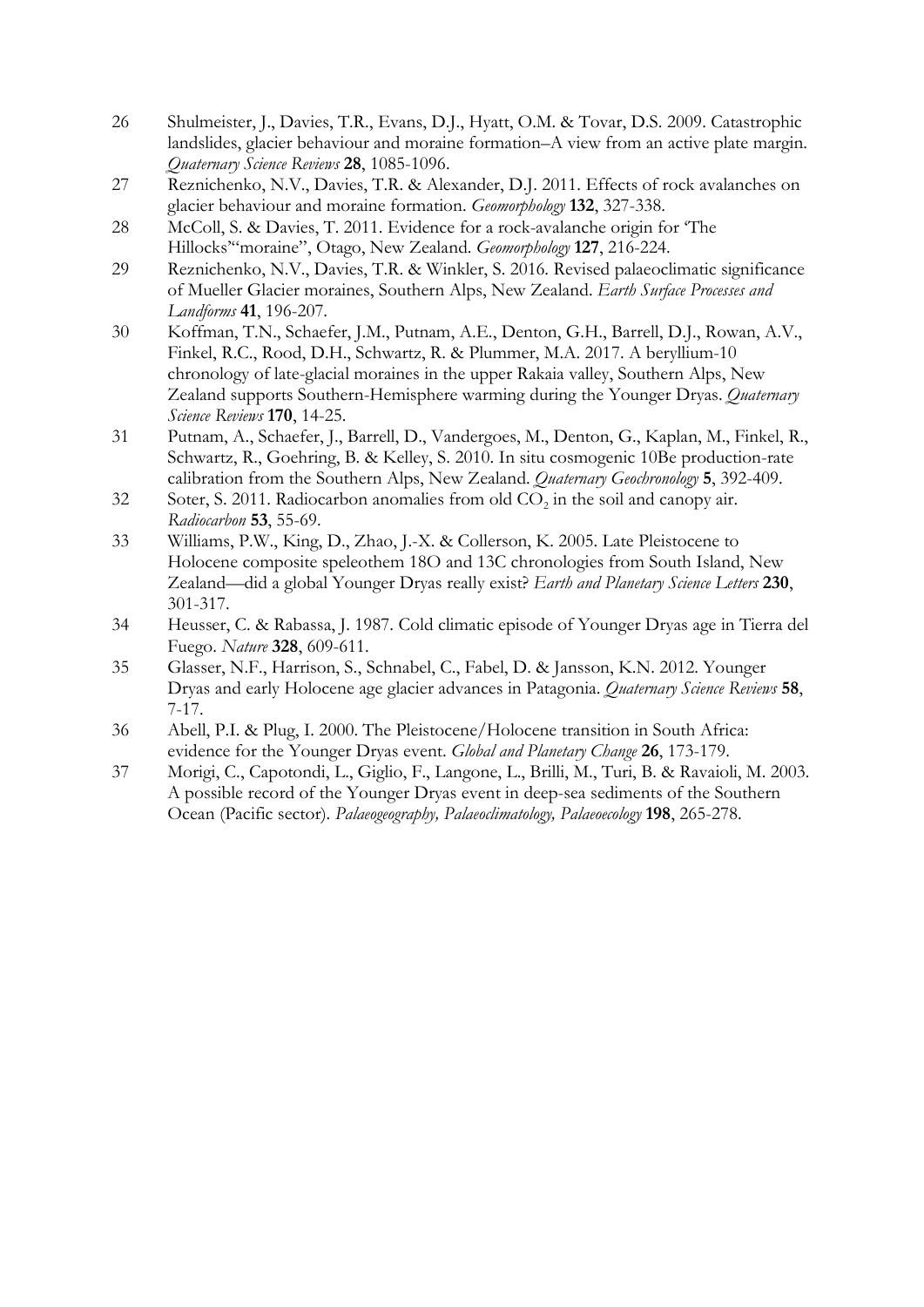26 Shulmeister, J., Davies, T.R., Evans, D.J., Hyatt, O.M. & Tovar, D.S. 2009. Catastrophic landslides, glacier behaviour and moraine formation–A view from an active plate margin. *Quaternary Science Reviews* **28**, 1085-1096.

27 Reznichenko, N.V., Davies, T.R. & Alexander, D.J. 2011. Effects of rock avalanches on glacier behaviour and moraine formation. *Geomorphology* **132**, 327-338.

28 McColl, S. & Davies, T. 2011. Evidence for a rock-avalanche origin for 'The Hillocks'"moraine", Otago, New Zealand. *Geomorphology* **127**, 216-224.

29 Reznichenko, N.V., Davies, T.R. & Winkler, S. 2016. Revised palaeoclimatic significance of Mueller Glacier moraines, Southern Alps, New Zealand. *Earth Surface Processes and Landforms* **41**, 196-207.

30 Koffman, T.N., Schaefer, J.M., Putnam, A.E., Denton, G.H., Barrell, D.J., Rowan, A.V., Finkel, R.C., Rood, D.H., Schwartz, R. & Plummer, M.A. 2017. A beryllium-10 chronology of late-glacial moraines in the upper Rakaia valley, Southern Alps, New Zealand supports Southern-Hemisphere warming during the Younger Dryas. *Quaternary Science Reviews* **170**, 14-25.

31 Putnam, A., Schaefer, J., Barrell, D., Vandergoes, M., Denton, G., Kaplan, M., Finkel, R., Schwartz, R., Goehring, B. & Kelley, S. 2010. In situ cosmogenic 10Be production-rate calibration from the Southern Alps, New Zealand. *Quaternary Geochronology* **5**, 392-409.

32 Soter, S. 2011. Radiocarbon anomalies from old $CO_2$ in the soil and canopy air. *Radiocarbon* **53**, 55-69.

33 Williams, P.W., King, D., Zhao, J.-X. & Collerson, K. 2005. Late Pleistocene to Holocene composite speleothem 18O and 13C chronologies from South Island, New Zealand—did a global Younger Dryas really exist? *Earth and Planetary Science Letters* **230**, 301-317.

34 Heusser, C. & Rabassa, J. 1987. Cold climatic episode of Younger Dryas age in Tierra del Fuego. *Nature* **328**, 609-611.

35 Glasser, N.F., Harrison, S., Schnabel, C., Fabel, D. & Jansson, K.N. 2012. Younger Dryas and early Holocene age glacier advances in Patagonia. *Quaternary Science Reviews* **58**, 7-17.

36 Abell, P.I. & Plug, I. 2000. The Pleistocene/Holocene transition in South Africa: evidence for the Younger Dryas event. *Global and Planetary Change* **26**, 173-179.

37 Morigi, C., Capotondi, L., Giglio, F., Langone, L., Brilli, M., Turi, B. & Ravaioli, M. 2003. A possible record of the Younger Dryas event in deep-sea sediments of the Southern Ocean (Pacific sector). *Palaeogeography, Palaeoclimatology, Palaeoecology* **198**, 265-278.